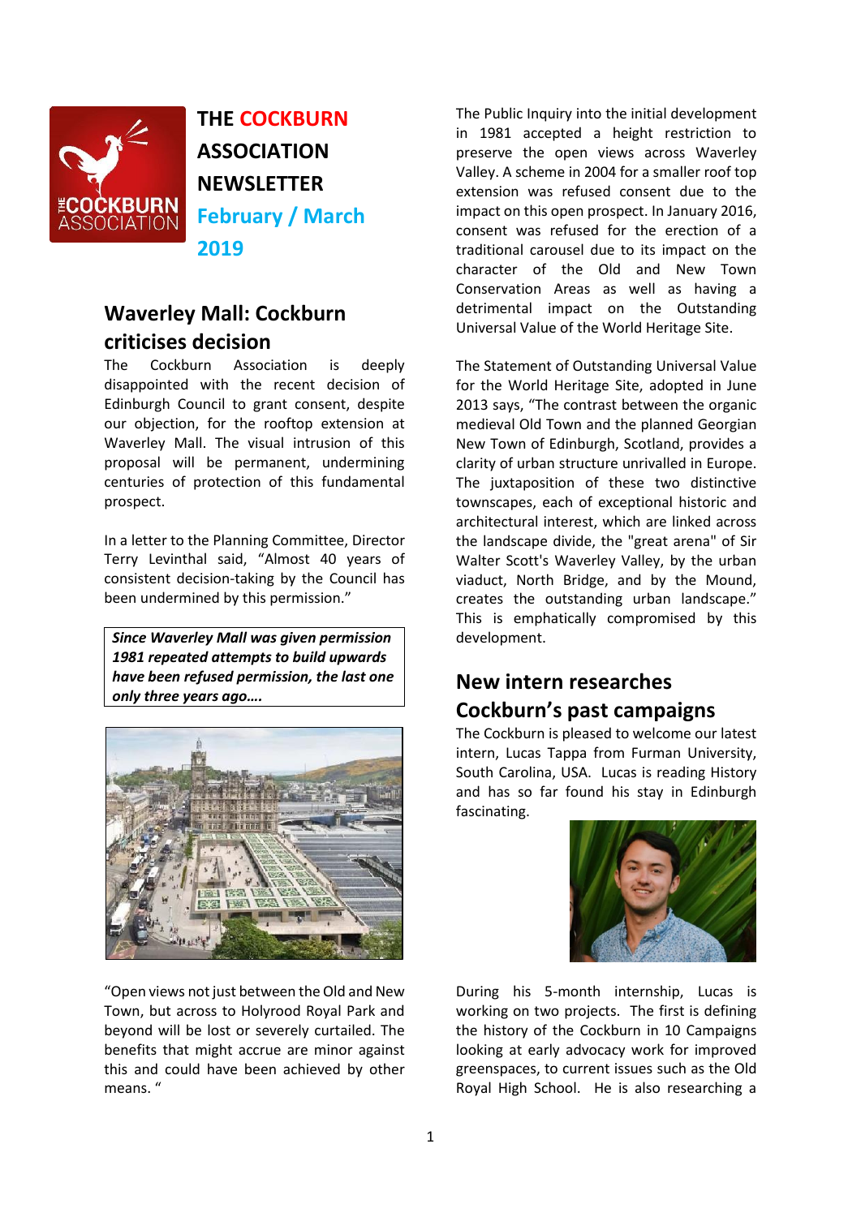# THE COCKBURN ASSOCIATION NEWSLETTER

**February / March 2019**

## Waverley Mall: Cockburn criticises decision

The Cockburn Association is deeply disappointed with the recent decision of Edinburgh Council to grant consent, despite our objection, for the rooftop extension at Waverley Mall. The visual intrusion of this proposal will be permanent, undermining centuries of protection of this fundamental prospect.

In a letter to the Planning Committee, Director Terry Levinthal said, "Almost 40 years of consistent decision-taking by the Council has been undermined by this permission."

> ***Since Waverley Mall was given permission 1981 repeated attempts to build upwards have been refused permission, the last one only three years ago….***

"Open views not just between the Old and New Town, but across to Holyrood Royal Park and beyond will be lost or severely curtailed. The benefits that might accrue are minor against this and could have been achieved by other means. "

The Public Inquiry into the initial development in 1981 accepted a height restriction to preserve the open views across Waverley Valley. A scheme in 2004 for a smaller roof top extension was refused consent due to the impact on this open prospect. In January 2016, consent was refused for the erection of a traditional carousel due to its impact on the character of the Old and New Town Conservation Areas as well as having a detrimental impact on the Outstanding Universal Value of the World Heritage Site.

The Statement of Outstanding Universal Value for the World Heritage Site, adopted in June 2013 says, "The contrast between the organic medieval Old Town and the planned Georgian New Town of Edinburgh, Scotland, provides a clarity of urban structure unrivalled in Europe. The juxtaposition of these two distinctive townscapes, each of exceptional historic and architectural interest, which are linked across the landscape divide, the "great arena" of Sir Walter Scott's Waverley Valley, by the urban viaduct, North Bridge, and by the Mound, creates the outstanding urban landscape." This is emphatically compromised by this development.

## New intern researches Cockburn's past campaigns

The Cockburn is pleased to welcome our latest intern, Lucas Tappa from Furman University, South Carolina, USA. Lucas is reading History and has so far found his stay in Edinburgh fascinating.

During his 5-month internship, Lucas is working on two projects. The first is defining the history of the Cockburn in 10 Campaigns looking at early advocacy work for improved greenspaces, to current issues such as the Old Royal High School. He is also researching a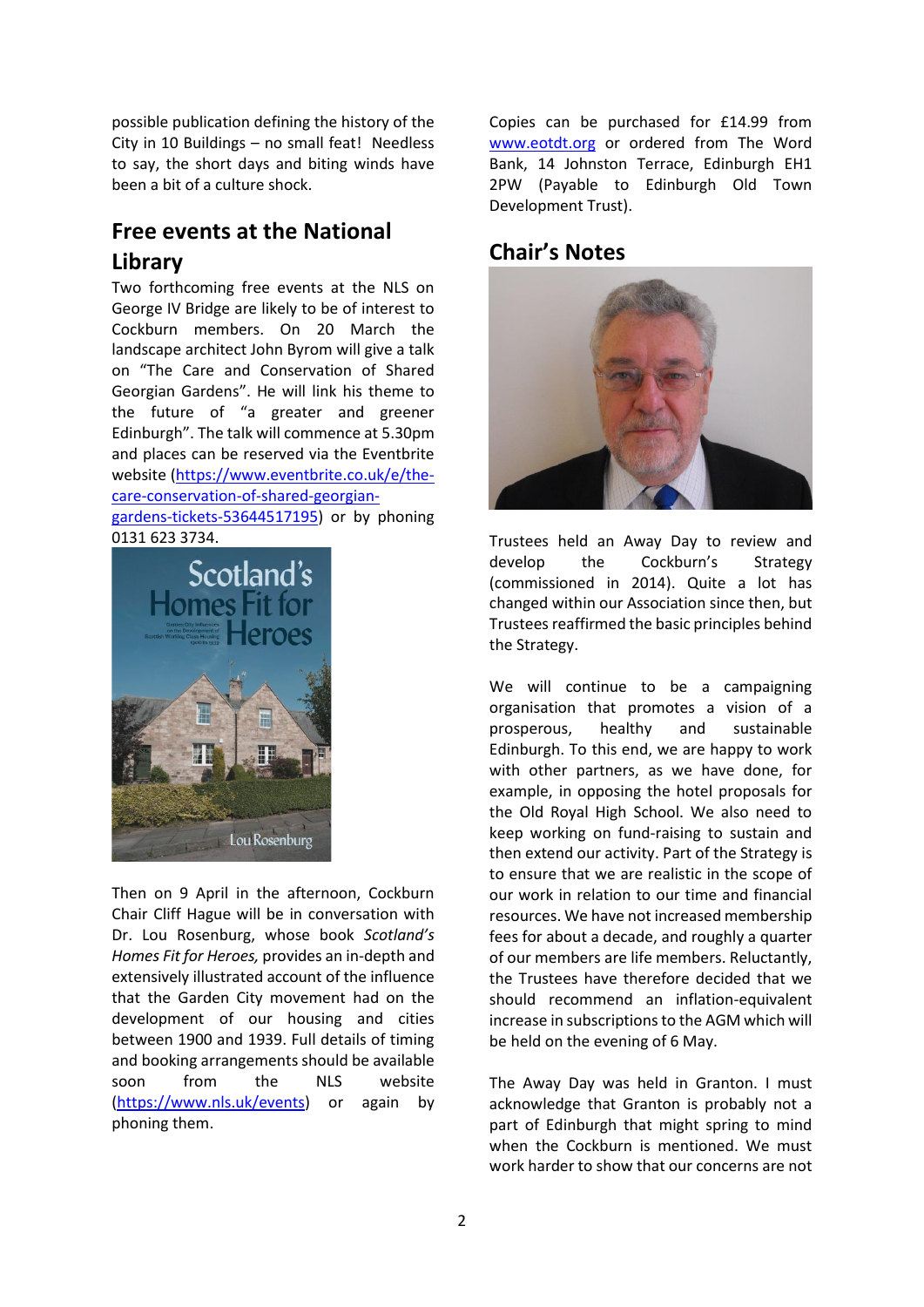possible publication defining the history of the City in 10 Buildings – no small feat! Needless to say, the short days and biting winds have been a bit of a culture shock.

## Free events at the National Library

Two forthcoming free events at the NLS on George IV Bridge are likely to be of interest to Cockburn members. On 20 March the landscape architect John Byrom will give a talk on "The Care and Conservation of Shared Georgian Gardens". He will link his theme to the future of "a greater and greener Edinburgh". The talk will commence at 5.30pm and places can be reserved via the Eventbrite website (https://www.eventbrite.co.uk/e/the-care-conservation-of-shared-georgian-gardens-tickets-53644517195) or by phoning 0131 623 3734.

Then on 9 April in the afternoon, Cockburn Chair Cliff Hague will be in conversation with Dr. Lou Rosenburg, whose book *Scotland's Homes Fit for Heroes,* provides an in-depth and extensively illustrated account of the influence that the Garden City movement had on the development of our housing and cities between 1900 and 1939. Full details of timing and booking arrangements should be available soon from the NLS website (https://www.nls.uk/events) or again by phoning them.

Copies can be purchased for £14.99 from www.eotdt.org or ordered from The Word Bank, 14 Johnston Terrace, Edinburgh EH1 2PW (Payable to Edinburgh Old Town Development Trust).

## Chair's Notes

Trustees held an Away Day to review and develop the Cockburn's Strategy (commissioned in 2014). Quite a lot has changed within our Association since then, but Trustees reaffirmed the basic principles behind the Strategy.

We will continue to be a campaigning organisation that promotes a vision of a prosperous, healthy and sustainable Edinburgh. To this end, we are happy to work with other partners, as we have done, for example, in opposing the hotel proposals for the Old Royal High School. We also need to keep working on fund-raising to sustain and then extend our activity. Part of the Strategy is to ensure that we are realistic in the scope of our work in relation to our time and financial resources. We have not increased membership fees for about a decade, and roughly a quarter of our members are life members. Reluctantly, the Trustees have therefore decided that we should recommend an inflation-equivalent increase in subscriptions to the AGM which will be held on the evening of 6 May.

The Away Day was held in Granton. I must acknowledge that Granton is probably not a part of Edinburgh that might spring to mind when the Cockburn is mentioned. We must work harder to show that our concerns are not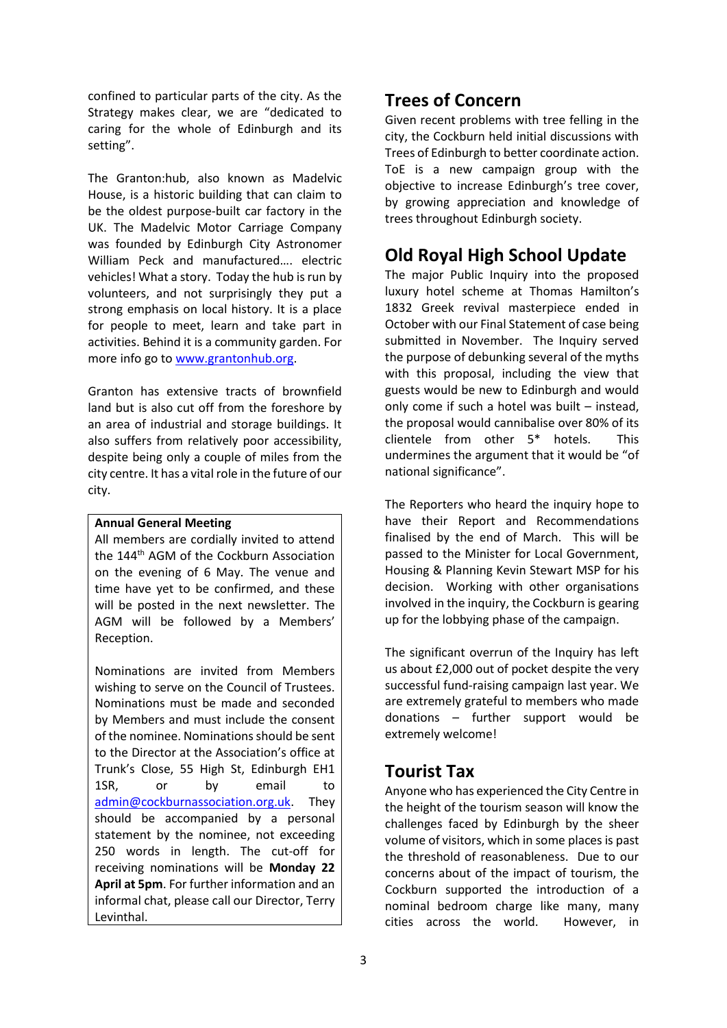confined to particular parts of the city. As the Strategy makes clear, we are "dedicated to caring for the whole of Edinburgh and its setting".

The Granton:hub, also known as Madelvic House, is a historic building that can claim to be the oldest purpose-built car factory in the UK. The Madelvic Motor Carriage Company was founded by Edinburgh City Astronomer William Peck and manufactured…. electric vehicles! What a story. Today the hub is run by volunteers, and not surprisingly they put a strong emphasis on local history. It is a place for people to meet, learn and take part in activities. Behind it is a community garden. For more info go to [www.grantonhub.org](http://www.grantonhub.org).

Granton has extensive tracts of brownfield land but is also cut off from the foreshore by an area of industrial and storage buildings. It also suffers from relatively poor accessibility, despite being only a couple of miles from the city centre. It has a vital role in the future of our city.

> **Annual General Meeting**
>
> All members are cordially invited to attend the 144th AGM of the Cockburn Association on the evening of 6 May. The venue and time have yet to be confirmed, and these will be posted in the next newsletter. The AGM will be followed by a Members' Reception.
>
> Nominations are invited from Members wishing to serve on the Council of Trustees. Nominations must be made and seconded by Members and must include the consent of the nominee. Nominations should be sent to the Director at the Association's office at Trunk's Close, 55 High St, Edinburgh EH1 1SR, or by email to [admin@cockburnassociation.org.uk](mailto:admin@cockburnassociation.org.uk). They should be accompanied by a personal statement by the nominee, not exceeding 250 words in length. The cut-off for receiving nominations will be **Monday 22 April at 5pm**. For further information and an informal chat, please call our Director, Terry Levinthal.

## Trees of Concern

Given recent problems with tree felling in the city, the Cockburn held initial discussions with Trees of Edinburgh to better coordinate action. ToE is a new campaign group with the objective to increase Edinburgh's tree cover, by growing appreciation and knowledge of trees throughout Edinburgh society.

## Old Royal High School Update

The major Public Inquiry into the proposed luxury hotel scheme at Thomas Hamilton's 1832 Greek revival masterpiece ended in October with our Final Statement of case being submitted in November. The Inquiry served the purpose of debunking several of the myths with this proposal, including the view that guests would be new to Edinburgh and would only come if such a hotel was built – instead, the proposal would cannibalise over 80% of its clientele from other 5* hotels. This undermines the argument that it would be "of national significance".

The Reporters who heard the inquiry hope to have their Report and Recommendations finalised by the end of March. This will be passed to the Minister for Local Government, Housing & Planning Kevin Stewart MSP for his decision. Working with other organisations involved in the inquiry, the Cockburn is gearing up for the lobbying phase of the campaign.

The significant overrun of the Inquiry has left us about £2,000 out of pocket despite the very successful fund-raising campaign last year. We are extremely grateful to members who made donations – further support would be extremely welcome!

## Tourist Tax

Anyone who has experienced the City Centre in the height of the tourism season will know the challenges faced by Edinburgh by the sheer volume of visitors, which in some places is past the threshold of reasonableness. Due to our concerns about of the impact of tourism, the Cockburn supported the introduction of a nominal bedroom charge like many, many cities across the world. However, in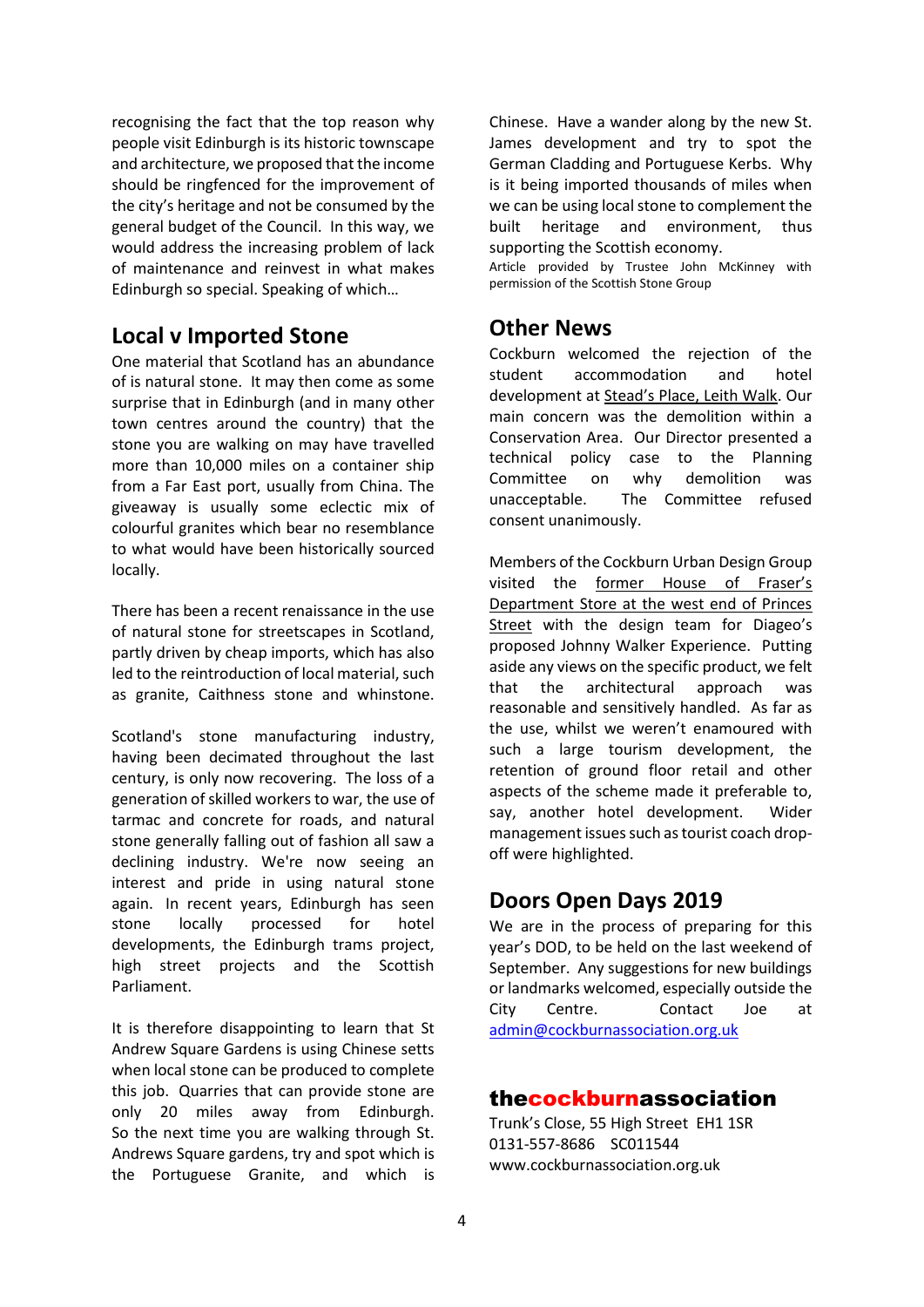recognising the fact that the top reason why people visit Edinburgh is its historic townscape and architecture, we proposed that the income should be ringfenced for the improvement of the city's heritage and not be consumed by the general budget of the Council. In this way, we would address the increasing problem of lack of maintenance and reinvest in what makes Edinburgh so special. Speaking of which…

## Local v Imported Stone

One material that Scotland has an abundance of is natural stone. It may then come as some surprise that in Edinburgh (and in many other town centres around the country) that the stone you are walking on may have travelled more than 10,000 miles on a container ship from a Far East port, usually from China. The giveaway is usually some eclectic mix of colourful granites which bear no resemblance to what would have been historically sourced locally.

There has been a recent renaissance in the use of natural stone for streetscapes in Scotland, partly driven by cheap imports, which has also led to the reintroduction of local material, such as granite, Caithness stone and whinstone.

Scotland's stone manufacturing industry, having been decimated throughout the last century, is only now recovering. The loss of a generation of skilled workers to war, the use of tarmac and concrete for roads, and natural stone generally falling out of fashion all saw a declining industry. We're now seeing an interest and pride in using natural stone again. In recent years, Edinburgh has seen stone locally processed for hotel developments, the Edinburgh trams project, high street projects and the Scottish Parliament.

It is therefore disappointing to learn that St Andrew Square Gardens is using Chinese setts when local stone can be produced to complete this job. Quarries that can provide stone are only 20 miles away from Edinburgh. So the next time you are walking through St. Andrews Square gardens, try and spot which is the Portuguese Granite, and which is Chinese. Have a wander along by the new St. James development and try to spot the German Cladding and Portuguese Kerbs. Why is it being imported thousands of miles when we can be using local stone to complement the built heritage and environment, thus supporting the Scottish economy.

Article provided by Trustee John McKinney with permission of the Scottish Stone Group

## Other News

Cockburn welcomed the rejection of the student accommodation and hotel development at Stead's Place, Leith Walk. Our main concern was the demolition within a Conservation Area. Our Director presented a technical policy case to the Planning Committee on why demolition was unacceptable. The Committee refused consent unanimously.

Members of the Cockburn Urban Design Group visited the former House of Fraser's Department Store at the west end of Princes Street with the design team for Diageo's proposed Johnny Walker Experience. Putting aside any views on the specific product, we felt that the architectural approach was reasonable and sensitively handled. As far as the use, whilst we weren't enamoured with such a large tourism development, the retention of ground floor retail and other aspects of the scheme made it preferable to, say, another hotel development. Wider management issues such as tourist coach drop-off were highlighted.

## Doors Open Days 2019

We are in the process of preparing for this year's DOD, to be held on the last weekend of September. Any suggestions for new buildings or landmarks welcomed, especially outside the City Centre. Contact Joe at admin@cockburnassociation.org.uk

**thecockburnassociation**

Trunk's Close, 55 High Street EH1 1SR
0131-557-8686 SC011544
www.cockburnassociation.org.uk